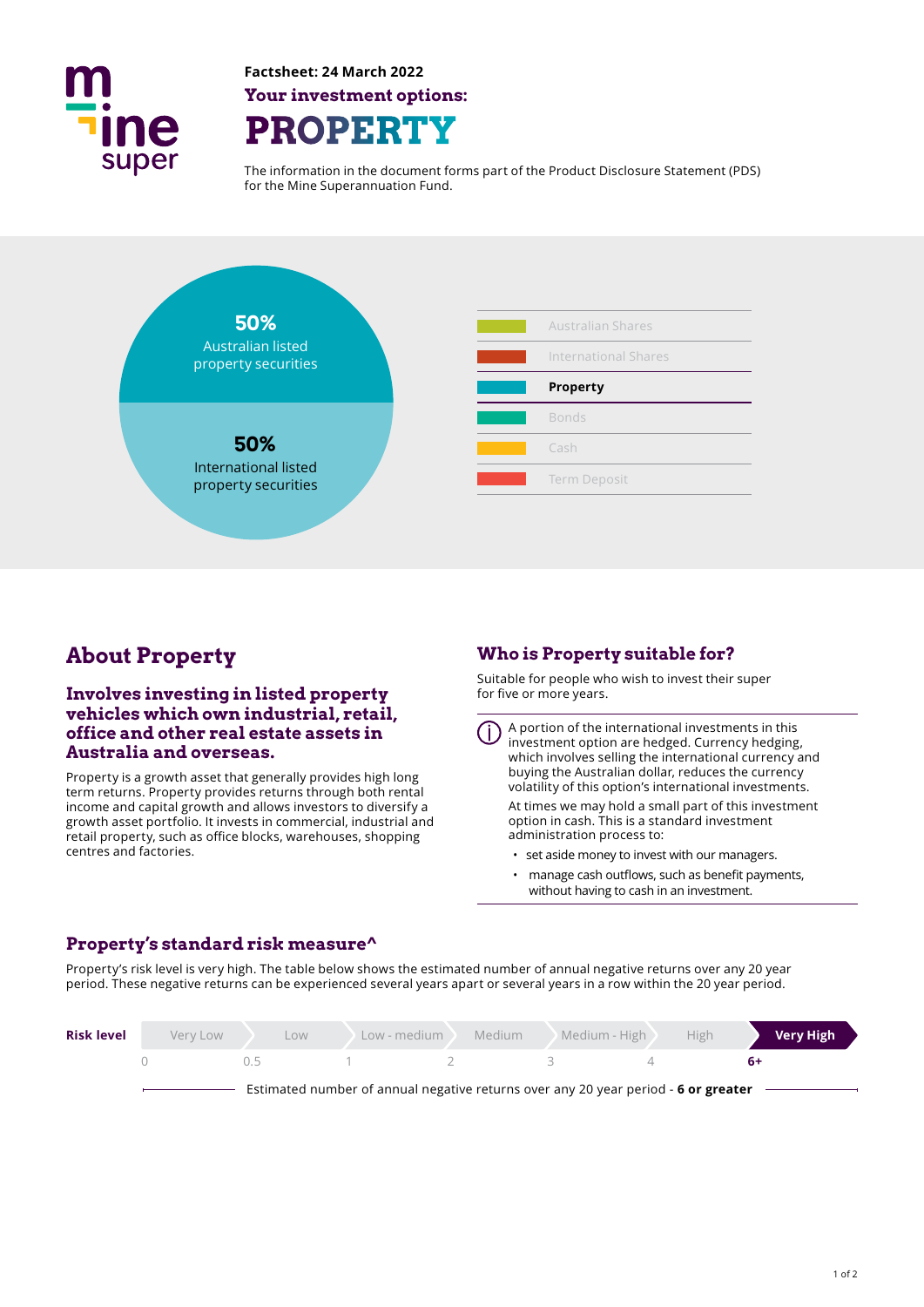Factsheet: 24 March 2022

**Your investment options:**

# PROPERTY

The information in the document forms part of the Product Disclosure Statement (PDS) for the Mine Superannuation Fund.

**50%**
Australian listed property securities

**50%**
International listed property securities

- Australian Shares
- International Shares
- **Property**
- Bonds
- Cash
- Term Deposit

## About Property

### Involves investing in listed property vehicles which own industrial, retail, office and other real estate assets in Australia and overseas.

Property is a growth asset that generally provides high long term returns. Property provides returns through both rental income and capital growth and allows investors to diversify a growth asset portfolio. It invests in commercial, industrial and retail property, such as office blocks, warehouses, shopping centres and factories.

## Who is Property suitable for?

Suitable for people who wish to invest their super for five or more years.

A portion of the international investments in this investment option are hedged. Currency hedging, which involves selling the international currency and buying the Australian dollar, reduces the currency volatility of this option's international investments.

At times we may hold a small part of this investment option in cash. This is a standard investment administration process to:

- set aside money to invest with our managers.
- manage cash outflows, such as benefit payments, without having to cash in an investment.

## Property's standard risk measure^

Property's risk level is very high. The table below shows the estimated number of annual negative returns over any 20 year period. These negative returns can be experienced several years apart or several years in a row within the 20 year period.

| Risk level | Very Low | Low | Low - medium | Medium | Medium - High | High | **Very High** |
|---|---|---|---|---|---|---|---|
| | 0 | 0.5 | 1 | 2 | 3 | 4 | **6+** |

Estimated number of annual negative returns over any 20 year period - **6 or greater**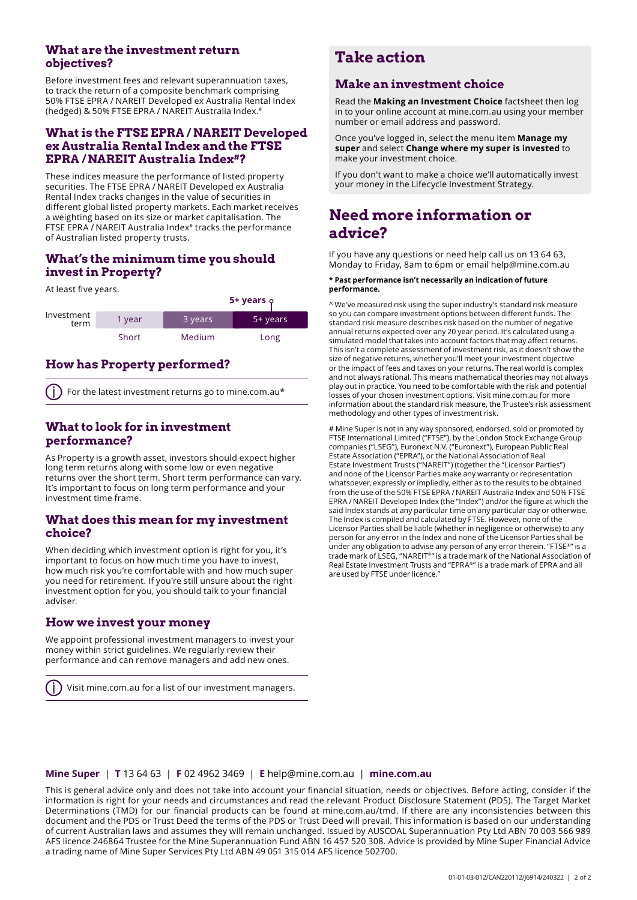## What are the investment return objectives?

Before investment fees and relevant superannuation taxes, to track the return of a composite benchmark comprising 50% FTSE EPRA / NAREIT Developed ex Australia Rental Index (hedged) & 50% FTSE EPRA / NAREIT Australia Index.#

## What is the FTSE EPRA / NAREIT Developed ex Australia Rental Index and the FTSE EPRA / NAREIT Australia Index#?

These indices measure the performance of listed property securities. The FTSE EPRA / NAREIT Developed ex Australia Rental Index tracks changes in the value of securities in different global listed property markets. Each market receives a weighting based on its size or market capitalisation. The FTSE EPRA / NAREIT Australia Index# tracks the performance of Australian listed property trusts.

## What's the minimum time you should invest in Property?

At least five years.

5+ years

Investment term
1 year
3 years
5+ years
Short
Medium
Long

## How has Property performed?

For the latest investment returns go to mine.com.au*

## What to look for in investment performance?

As Property is a growth asset, investors should expect higher long term returns along with some low or even negative returns over the short term. Short term performance can vary. It's important to focus on long term performance and your investment time frame.

## What does this mean for my investment choice?

When deciding which investment option is right for you, it's important to focus on how much time you have to invest, how much risk you're comfortable with and how much super you need for retirement. If you're still unsure about the right investment option for you, you should talk to your financial adviser.

## How we invest your money

We appoint professional investment managers to invest your money within strict guidelines. We regularly review their performance and can remove managers and add new ones.

Visit mine.com.au for a list of our investment managers.

# Take action

## Make an investment choice

Read the **Making an Investment Choice** factsheet then log in to your online account at mine.com.au using your member number or email address and password.

Once you've logged in, select the menu item **Manage my super** and select **Change where my super is invested** to make your investment choice.

If you don't want to make a choice we'll automatically invest your money in the Lifecycle Investment Strategy.

# Need more information or advice?

If you have any questions or need help call us on 13 64 63, Monday to Friday, 8am to 6pm or email help@mine.com.au

**\* Past performance isn't necessarily an indication of future performance.**

^ We've measured risk using the super industry's standard risk measure so you can compare investment options between different funds. The standard risk measure describes risk based on the number of negative annual returns expected over any 20 year period. It's calculated using a simulated model that takes into account factors that may affect returns. This isn't a complete assessment of investment risk, as it doesn't show the size of negative returns, whether you'll meet your investment objective or the impact of fees and taxes on your returns. The real world is complex and not always rational. This means mathematical theories may not always play out in practice. You need to be comfortable with the risk and potential losses of your chosen investment options. Visit mine.com.au for more information about the standard risk measure, the Trustee's risk assessment methodology and other types of investment risk.

# Mine Super is not in any way sponsored, endorsed, sold or promoted by FTSE International Limited ("FTSE"), by the London Stock Exchange Group companies ("LSEG"), Euronext N.V. ("Euronext"), European Public Real Estate Association ("EPRA"), or the National Association of Real Estate Investment Trusts ("NAREIT") (together the "Licensor Parties") and none of the Licensor Parties make any warranty or representation whatsoever, expressly or impliedly, either as to the results to be obtained from the use of the 50% FTSE EPRA / NAREIT Australia Index and 50% FTSE EPRA / NAREIT Developed Index (the "Index") and/or the figure at which the said Index stands at any particular time on any particular day or otherwise. The Index is compiled and calculated by FTSE. However, none of the Licensor Parties shall be liable (whether in negligence or otherwise) to any person for any error in the Index and none of the Licensor Parties shall be under any obligation to advise any person of any error therein. "FTSE®" is a trade mark of LSEG, "NAREIT®" is a trade mark of the National Association of Real Estate Investment Trusts and "EPRA®" is a trade mark of EPRA and all are used by FTSE under licence."

**Mine Super** | **T** 13 64 63 | **F** 02 4962 3469 | **E** help@mine.com.au | **mine.com.au**

This is general advice only and does not take into account your financial situation, needs or objectives. Before acting, consider if the information is right for your needs and circumstances and read the relevant Product Disclosure Statement (PDS). The Target Market Determinations (TMD) for our financial products can be found at mine.com.au/tmd. If there are any inconsistencies between this document and the PDS or Trust Deed the terms of the PDS or Trust Deed will prevail. This information is based on our understanding of current Australian laws and assumes they will remain unchanged. Issued by AUSCOAL Superannuation Pty Ltd ABN 70 003 566 989 AFS licence 246864 Trustee for the Mine Superannuation Fund ABN 16 457 520 308. Advice is provided by Mine Super Financial Advice a trading name of Mine Super Services Pty Ltd ABN 49 051 315 014 AFS licence 502700.

01-01-03-012/CAN220112/J6914/240322